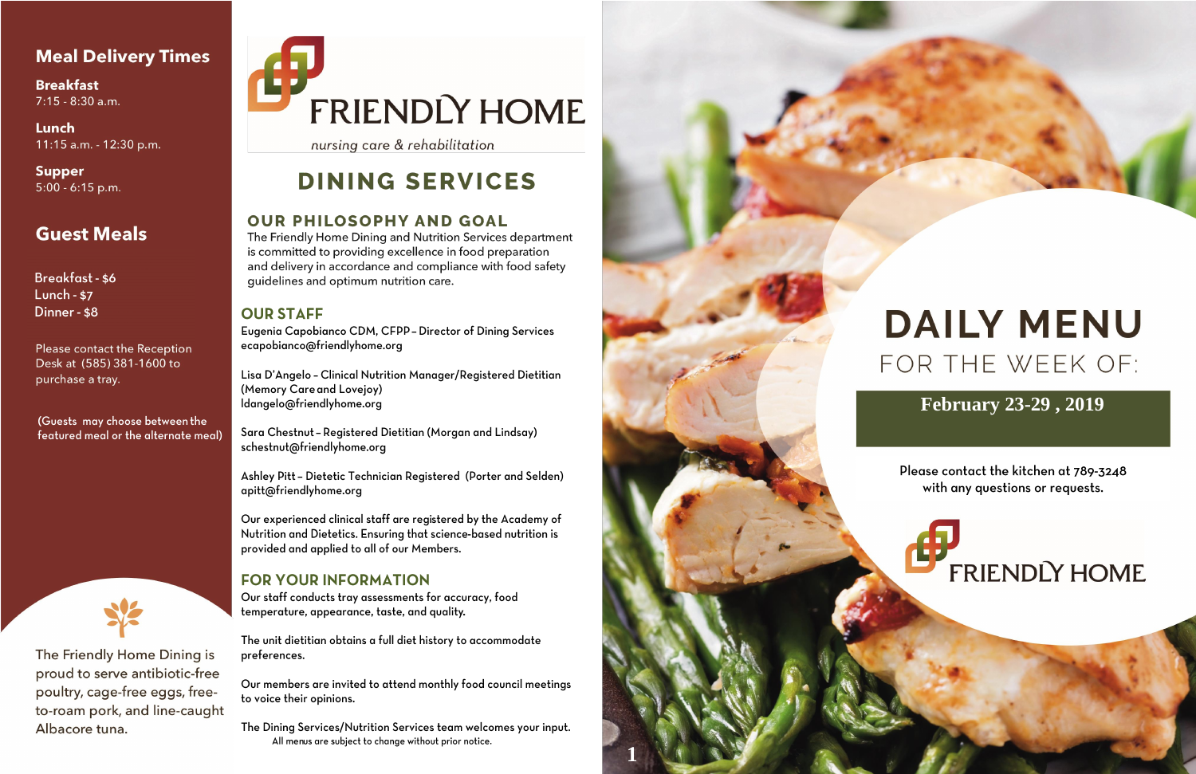## Meal Delivery Times

**Breakfast**
7:15 - 8:30 a.m.

**Lunch**
11:15 a.m. - 12:30 p.m.

**Supper**
5:00 - 6:15 p.m.

## Guest Meals

Breakfast - $6
Lunch - $7
Dinner - $8

Please contact the Reception Desk at (585) 381-1600 to purchase a tray.

(Guests may choose between the featured meal or the alternate meal)

The Friendly Home Dining is proud to serve antibiotic-free poultry, cage-free eggs, free-to-roam pork, and line-caught Albacore tuna.

# FRIENDLY HOME

*nursing care & rehabilitation*

## DINING SERVICES

### OUR PHILOSOPHY AND GOAL

The Friendly Home Dining and Nutrition Services department is committed to providing excellence in food preparation and delivery in accordance and compliance with food safety guidelines and optimum nutrition care.

### OUR STAFF

Eugenia Capobianco CDM, CFPP – Director of Dining Services
ecapobianco@friendlyhome.org

Lisa D'Angelo – Clinical Nutrition Manager/Registered Dietitian (Memory Care and Lovejoy)
ldangelo@friendlyhome.org

Sara Chestnut – Registered Dietitian (Morgan and Lindsay)
schestnut@friendlyhome.org

Ashley Pitt – Dietetic Technician Registered (Porter and Selden)
apitt@friendlyhome.org

Our experienced clinical staff are registered by the Academy of Nutrition and Dietetics. Ensuring that science-based nutrition is provided and applied to all of our Members.

### FOR YOUR INFORMATION

Our staff conducts tray assessments for accuracy, food temperature, appearance, taste, and quality.

The unit dietitian obtains a full diet history to accommodate preferences.

Our members are invited to attend monthly food council meetings to voice their opinions.

The Dining Services/Nutrition Services team welcomes your input.

All menus are subject to change without prior notice.

# DAILY MENU

FOR THE WEEK OF:

**February 23-29 , 2019**

Please contact the kitchen at 789-3248 with any questions or requests.

FRIENDLY HOME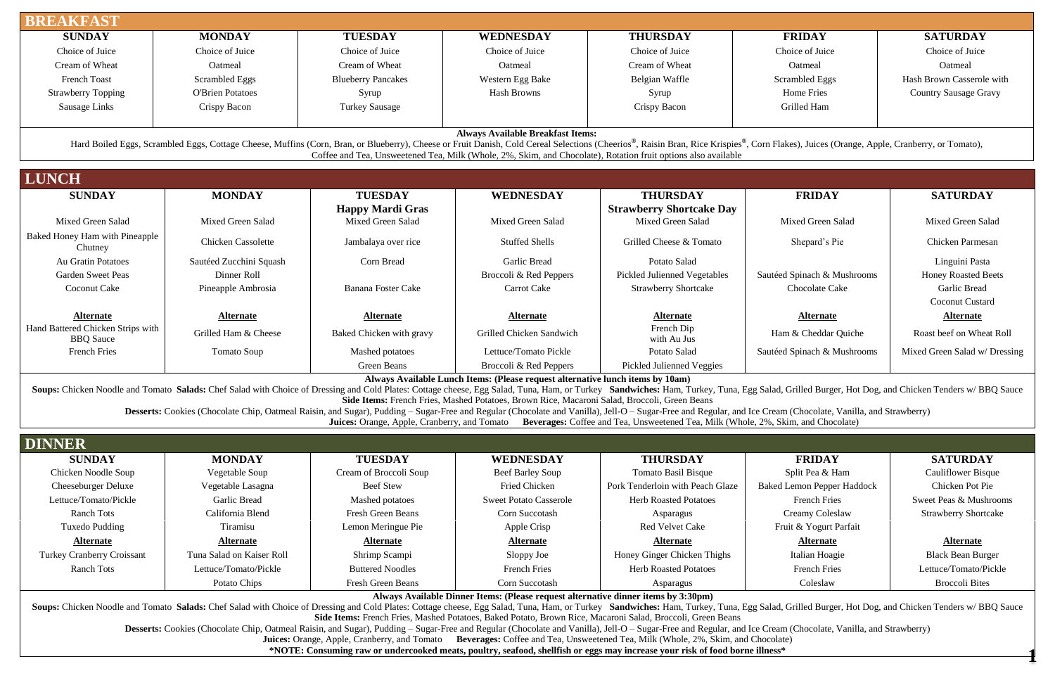## BREAKFAST

| SUNDAY | MONDAY | TUESDAY | WEDNESDAY | THURSDAY | FRIDAY | SATURDAY |
| --- | --- | --- | --- | --- | --- | --- |
| Choice of Juice | Choice of Juice | Choice of Juice | Choice of Juice | Choice of Juice | Choice of Juice | Choice of Juice |
| Cream of Wheat | Oatmeal | Cream of Wheat | Oatmeal | Cream of Wheat | Oatmeal | Oatmeal |
| French Toast | Scrambled Eggs | Blueberry Pancakes | Western Egg Bake | Belgian Waffle | Scrambled Eggs | Hash Brown Casserole with |
| Strawberry Topping | O'Brien Potatoes | Syrup | Hash Browns | Syrup | Home Fries | Country Sausage Gravy |
| Sausage Links | Crispy Bacon | Turkey Sausage | | Crispy Bacon | Grilled Ham | |

**Always Available Breakfast Items:**

Hard Boiled Eggs, Scrambled Eggs, Cottage Cheese, Muffins (Corn, Bran, or Blueberry), Cheese or Fruit Danish, Cold Cereal Selections (Cheerios®, Raisin Bran, Rice Krispies®, Corn Flakes), Juices (Orange, Apple, Cranberry, or Tomato), Coffee and Tea, Unsweetened Tea, Milk (Whole, 2%, Skim, and Chocolate), Rotation fruit options also available

## LUNCH

| SUNDAY | MONDAY | TUESDAY | WEDNESDAY | THURSDAY | FRIDAY | SATURDAY |
| --- | --- | --- | --- | --- | --- | --- |
| | | **Happy Mardi Gras** | | **Strawberry Shortcake Day** | | |
| Mixed Green Salad | Mixed Green Salad | Mixed Green Salad | Mixed Green Salad | Mixed Green Salad | Mixed Green Salad | Mixed Green Salad |
| Baked Honey Ham with Pineapple Chutney | Chicken Cassolette | Jambalaya over rice | Stuffed Shells | Grilled Cheese & Tomato | Shepard's Pie | Chicken Parmesan |
| Au Gratin Potatoes | Sautéed Zucchini Squash | Corn Bread | Garlic Bread | Potato Salad | | Linguini Pasta |
| Garden Sweet Peas | Dinner Roll | | Broccoli & Red Peppers | Pickled Julienned Vegetables | Sautéed Spinach & Mushrooms | Honey Roasted Beets |
| Coconut Cake | Pineapple Ambrosia | Banana Foster Cake | Carrot Cake | Strawberry Shortcake | Chocolate Cake | Garlic Bread |
| | | | | | | Coconut Custard |
| **Alternate** | **Alternate** | **Alternate** | **Alternate** | **Alternate** | **Alternate** | **Alternate** |
| Hand Battered Chicken Strips with BBQ Sauce | Grilled Ham & Cheese | Baked Chicken with gravy | Grilled Chicken Sandwich | French Dip with Au Jus | Ham & Cheddar Quiche | Roast beef on Wheat Roll |
| French Fries | Tomato Soup | Mashed potatoes | Lettuce/Tomato Pickle | Potato Salad | Sautéed Spinach & Mushrooms | Mixed Green Salad w/ Dressing |
| | | Green Beans | Broccoli & Red Peppers | Pickled Julienned Veggies | | |

**Always Available Lunch Items: (Please request alternative lunch items by 10am)**

**Soups:** Chicken Noodle and Tomato **Salads:** Chef Salad with Choice of Dressing and Cold Plates: Cottage cheese, Egg Salad, Tuna, Ham, or Turkey **Sandwiches:** Ham, Turkey, Tuna, Egg Salad, Grilled Burger, Hot Dog, and Chicken Tenders w/ BBQ Sauce

**Side Items:** French Fries, Mashed Potatoes, Brown Rice, Macaroni Salad, Broccoli, Green Beans

**Desserts:** Cookies (Chocolate Chip, Oatmeal Raisin, and Sugar), Pudding – Sugar-Free and Regular (Chocolate and Vanilla), Jell-O – Sugar-Free and Regular, and Ice Cream (Chocolate, Vanilla, and Strawberry)

**Juices:** Orange, Apple, Cranberry, and Tomato **Beverages:** Coffee and Tea, Unsweetened Tea, Milk (Whole, 2%, Skim, and Chocolate)

## DINNER

| SUNDAY | MONDAY | TUESDAY | WEDNESDAY | THURSDAY | FRIDAY | SATURDAY |
| --- | --- | --- | --- | --- | --- | --- |
| Chicken Noodle Soup | Vegetable Soup | Cream of Broccoli Soup | Beef Barley Soup | Tomato Basil Bisque | Split Pea & Ham | Cauliflower Bisque |
| Cheeseburger Deluxe | Vegetable Lasagna | Beef Stew | Fried Chicken | Pork Tenderloin with Peach Glaze | Baked Lemon Pepper Haddock | Chicken Pot Pie |
| Lettuce/Tomato/Pickle | Garlic Bread | Mashed potatoes | Sweet Potato Casserole | Herb Roasted Potatoes | French Fries | Sweet Peas & Mushrooms |
| Ranch Tots | California Blend | Fresh Green Beans | Corn Succotash | Asparagus | Creamy Coleslaw | Strawberry Shortcake |
| Tuxedo Pudding | Tiramisu | Lemon Meringue Pie | Apple Crisp | Red Velvet Cake | Fruit & Yogurt Parfait | |
| **Alternate** | **Alternate** | **Alternate** | **Alternate** | **Alternate** | **Alternate** | **Alternate** |
| Turkey Cranberry Croissant | Tuna Salad on Kaiser Roll | Shrimp Scampi | Sloppy Joe | Honey Ginger Chicken Thighs | Italian Hoagie | Black Bean Burger |
| Ranch Tots | Lettuce/Tomato/Pickle | Buttered Noodles | French Fries | Herb Roasted Potatoes | French Fries | Lettuce/Tomato/Pickle |
| | Potato Chips | Fresh Green Beans | Corn Succotash | Asparagus | Coleslaw | Broccoli Bites |

**Always Available Dinner Items: (Please request alternative dinner items by 3:30pm)**

**Soups:** Chicken Noodle and Tomato **Salads:** Chef Salad with Choice of Dressing and Cold Plates: Cottage cheese, Egg Salad, Tuna, Ham, or Turkey **Sandwiches:** Ham, Turkey, Tuna, Egg Salad, Grilled Burger, Hot Dog, and Chicken Tenders w/ BBQ Sauce

**Side Items:** French Fries, Mashed Potatoes, Baked Potato, Brown Rice, Macaroni Salad, Broccoli, Green Beans

**Desserts:** Cookies (Chocolate Chip, Oatmeal Raisin, and Sugar), Pudding – Sugar-Free and Regular (Chocolate and Vanilla), Jell-O – Sugar-Free and Regular, and Ice Cream (Chocolate, Vanilla, and Strawberry)

**Juices:** Orange, Apple, Cranberry, and Tomato **Beverages:** Coffee and Tea, Unsweetened Tea, Milk (Whole, 2%, Skim, and Chocolate)

**\*NOTE: Consuming raw or undercooked meats, poultry, seafood, shellfish or eggs may increase your risk of food borne illness\***